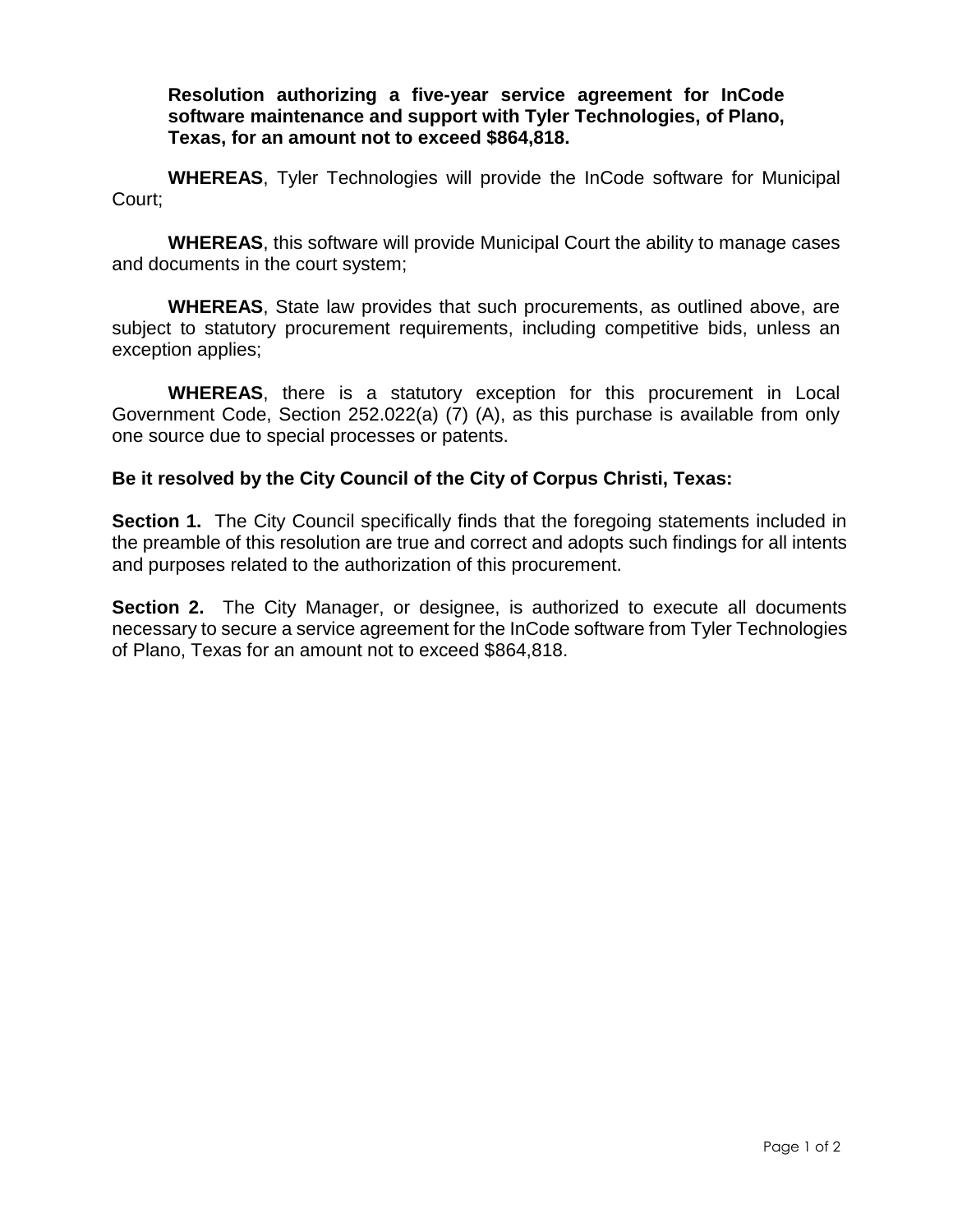**Resolution authorizing a five-year service agreement for InCode software maintenance and support with Tyler Technologies, of Plano, Texas, for an amount not to exceed $864,818.**

**WHEREAS**, Tyler Technologies will provide the InCode software for Municipal Court;

**WHEREAS**, this software will provide Municipal Court the ability to manage cases and documents in the court system;

**WHEREAS**, State law provides that such procurements, as outlined above, are subject to statutory procurement requirements, including competitive bids, unless an exception applies;

**WHEREAS**, there is a statutory exception for this procurement in Local Government Code, Section 252.022(a) (7) (A), as this purchase is available from only one source due to special processes or patents.

**Be it resolved by the City Council of the City of Corpus Christi, Texas:**

**Section 1.** The City Council specifically finds that the foregoing statements included in the preamble of this resolution are true and correct and adopts such findings for all intents and purposes related to the authorization of this procurement.

**Section 2.** The City Manager, or designee, is authorized to execute all documents necessary to secure a service agreement for the InCode software from Tyler Technologies of Plano, Texas for an amount not to exceed $864,818.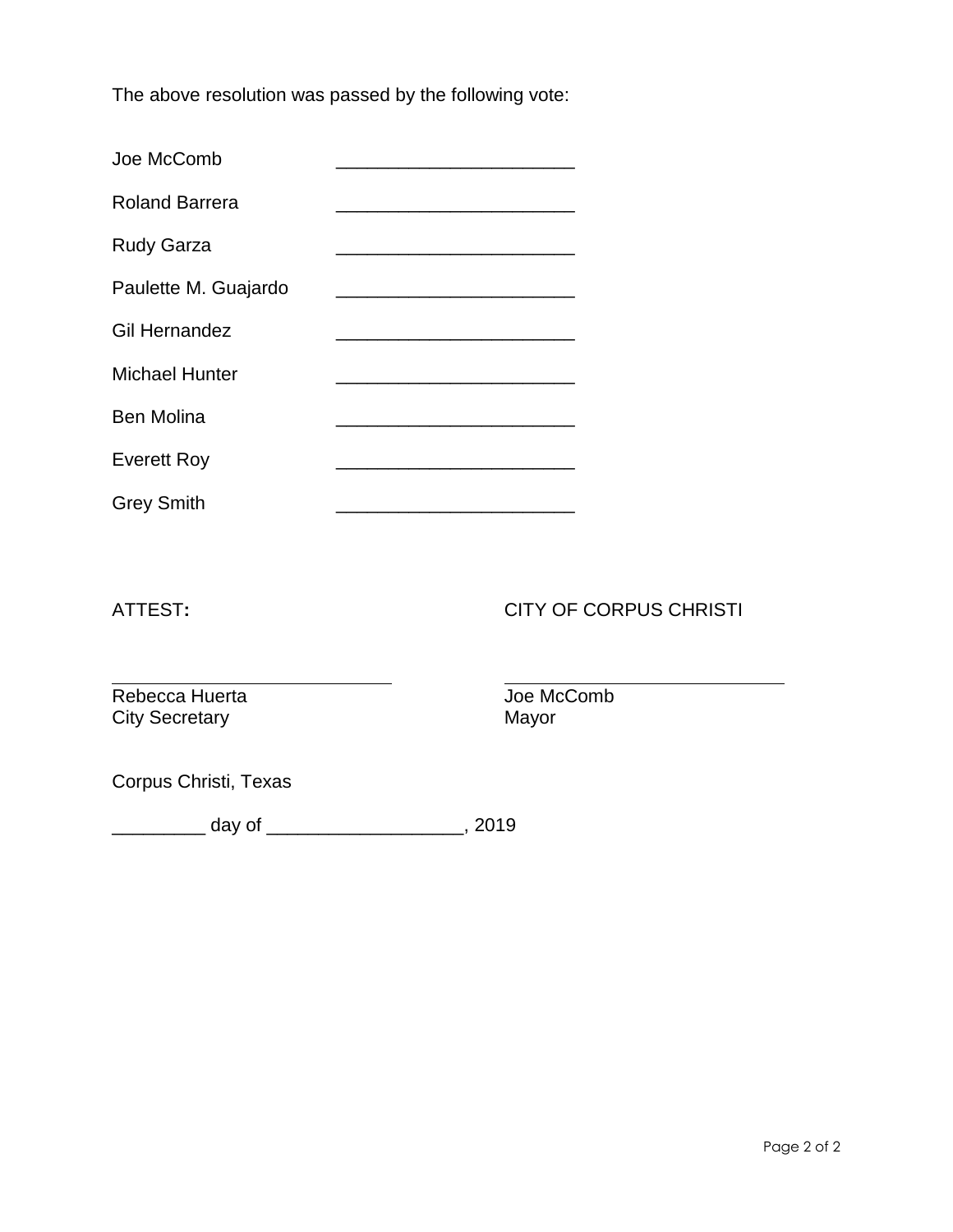The above resolution was passed by the following vote:

| | |
|---|---|
| Joe McComb | _______________________ |
| Roland Barrera | _______________________ |
| Rudy Garza | _______________________ |
| Paulette M. Guajardo | _______________________ |
| Gil Hernandez | _______________________ |
| Michael Hunter | _______________________ |
| Ben Molina | _______________________ |
| Everett Roy | _______________________ |
| Grey Smith | _______________________ |

ATTEST:

CITY OF CORPUS CHRISTI

_____________________________
Rebecca Huerta
City Secretary

_____________________________
Joe McComb
Mayor

Corpus Christi, Texas

_________ day of ___________________, 2019